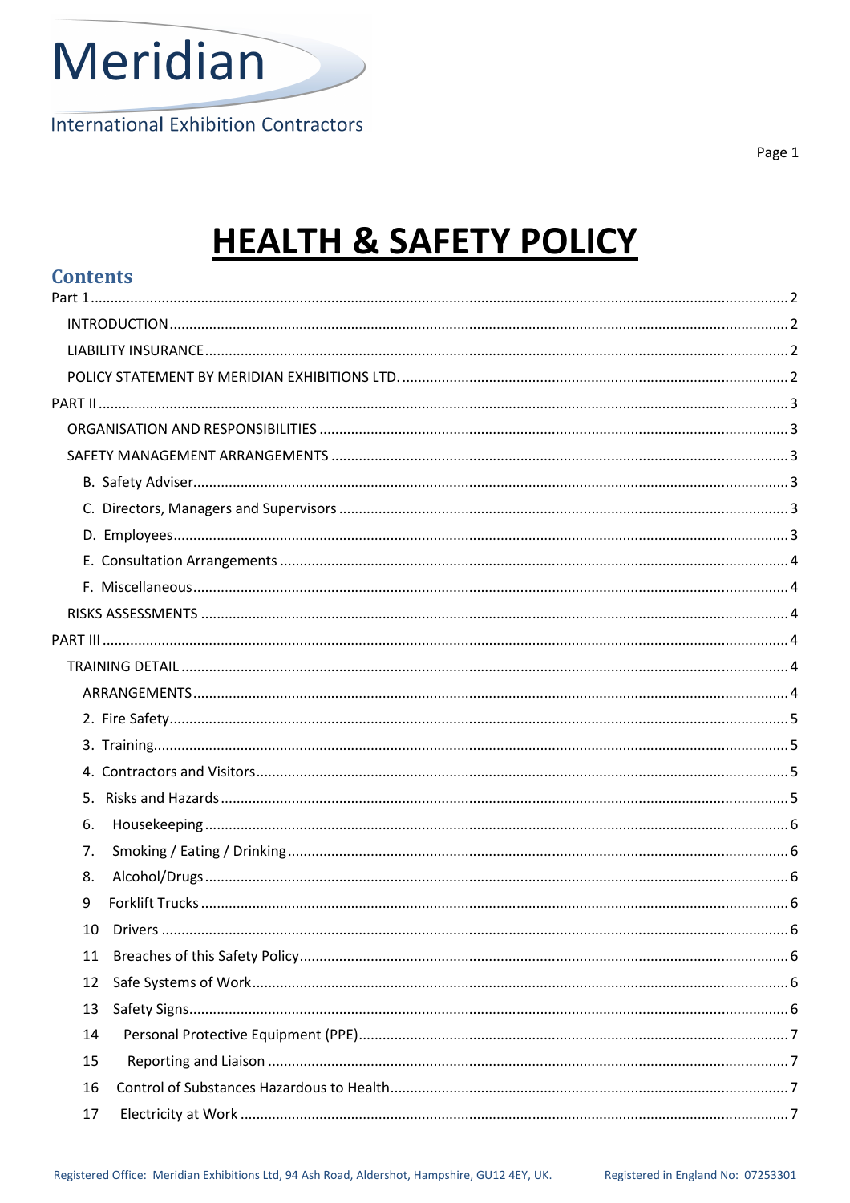Meridian

International Exhibition Contractors

# HEALTH & SAFETY POLICY

## Contents

Part 1 ..... 2

- INTRODUCTION ..... 2
- LIABILITY INSURANCE ..... 2
- POLICY STATEMENT BY MERIDIAN EXHIBITIONS LTD. ..... 2

PART II ..... 3

- ORGANISATION AND RESPONSIBILITIES ..... 3
- SAFETY MANAGEMENT ARRANGEMENTS ..... 3
  - B. Safety Adviser ..... 3
  - C. Directors, Managers and Supervisors ..... 3
  - D. Employees ..... 3
  - E. Consultation Arrangements ..... 4
  - F. Miscellaneous ..... 4
- RISKS ASSESSMENTS ..... 4

PART III ..... 4

- TRAINING DETAIL ..... 4
  - ARRANGEMENTS ..... 4
  - 2. Fire Safety ..... 5
  - 3. Training ..... 5
  - 4. Contractors and Visitors ..... 5
  - 5. Risks and Hazards ..... 5
  - 6. Housekeeping ..... 6
  - 7. Smoking / Eating / Drinking ..... 6
  - 8. Alcohol/Drugs ..... 6
  - 9 Forklift Trucks ..... 6
  - 10 Drivers ..... 6
  - 11 Breaches of this Safety Policy ..... 6
  - 12 Safe Systems of Work ..... 6
  - 13 Safety Signs ..... 6
  - 14 Personal Protective Equipment (PPE) ..... 7
  - 15 Reporting and Liaison ..... 7
  - 16 Control of Substances Hazardous to Health ..... 7
  - 17 Electricity at Work ..... 7

Registered Office: Meridian Exhibitions Ltd, 94 Ash Road, Aldershot, Hampshire, GU12 4EY, UK. Registered in England No: 07253301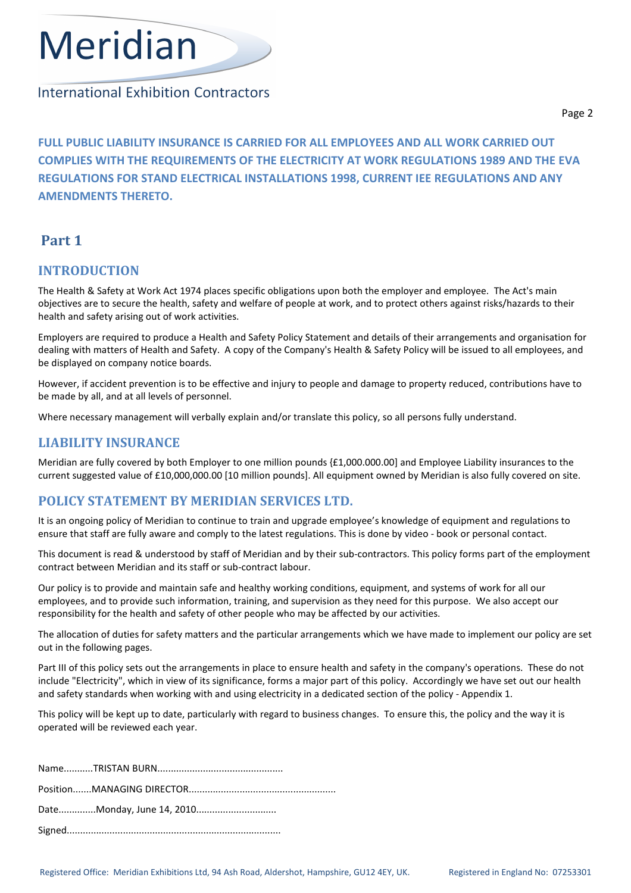**FULL PUBLIC LIABILITY INSURANCE IS CARRIED FOR ALL EMPLOYEES AND ALL WORK CARRIED OUT COMPLIES WITH THE REQUIREMENTS OF THE ELECTRICITY AT WORK REGULATIONS 1989 AND THE EVA REGULATIONS FOR STAND ELECTRICAL INSTALLATIONS 1998, CURRENT IEE REGULATIONS AND ANY AMENDMENTS THERETO.**

# Part 1

## INTRODUCTION

The Health & Safety at Work Act 1974 places specific obligations upon both the employer and employee. The Act's main objectives are to secure the health, safety and welfare of people at work, and to protect others against risks/hazards to their health and safety arising out of work activities.

Employers are required to produce a Health and Safety Policy Statement and details of their arrangements and organisation for dealing with matters of Health and Safety. A copy of the Company's Health & Safety Policy will be issued to all employees, and be displayed on company notice boards.

However, if accident prevention is to be effective and injury to people and damage to property reduced, contributions have to be made by all, and at all levels of personnel.

Where necessary management will verbally explain and/or translate this policy, so all persons fully understand.

## LIABILITY INSURANCE

Meridian are fully covered by both Employer to one million pounds {£1,000.000.00] and Employee Liability insurances to the current suggested value of £10,000,000.00 [10 million pounds]. All equipment owned by Meridian is also fully covered on site.

## POLICY STATEMENT BY MERIDIAN SERVICES LTD.

It is an ongoing policy of Meridian to continue to train and upgrade employee's knowledge of equipment and regulations to ensure that staff are fully aware and comply to the latest regulations. This is done by video - book or personal contact.

This document is read & understood by staff of Meridian and by their sub-contractors. This policy forms part of the employment contract between Meridian and its staff or sub-contract labour.

Our policy is to provide and maintain safe and healthy working conditions, equipment, and systems of work for all our employees, and to provide such information, training, and supervision as they need for this purpose. We also accept our responsibility for the health and safety of other people who may be affected by our activities.

The allocation of duties for safety matters and the particular arrangements which we have made to implement our policy are set out in the following pages.

Part III of this policy sets out the arrangements in place to ensure health and safety in the company's operations. These do not include "Electricity", which in view of its significance, forms a major part of this policy. Accordingly we have set out our health and safety standards when working with and using electricity in a dedicated section of the policy - Appendix 1.

This policy will be kept up to date, particularly with regard to business changes. To ensure this, the policy and the way it is operated will be reviewed each year.

Name...........TRISTAN BURN..............................................

Position.......MANAGING DIRECTOR......................................................

Date..............Monday, June 14, 2010.............................

Signed...............................................................................

Registered Office: Meridian Exhibitions Ltd, 94 Ash Road, Aldershot, Hampshire, GU12 4EY, UK. Registered in England No: 07253301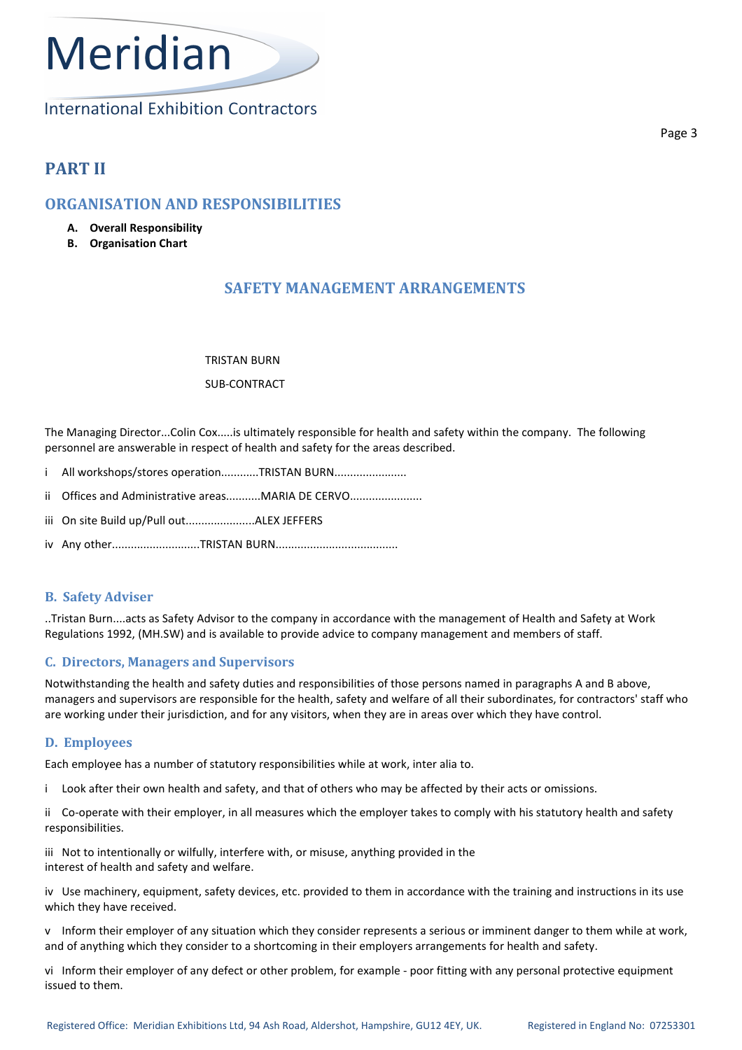# PART II

## ORGANISATION AND RESPONSIBILITIES

- **A. Overall Responsibility**
- **B. Organisation Chart**

## SAFETY MANAGEMENT ARRANGEMENTS

TRISTAN BURN

SUB-CONTRACT

The Managing Director...Colin Cox.....is ultimately responsible for health and safety within the company. The following personnel are answerable in respect of health and safety for the areas described.

i All workshops/stores operation...........TRISTAN BURN......................

ii Offices and Administrative areas..........MARIA DE CERVO......................

iii On site Build up/Pull out.....................ALEX JEFFERS

iv Any other...........................TRISTAN BURN......................................

### B. Safety Adviser

..Tristan Burn....acts as Safety Advisor to the company in accordance with the management of Health and Safety at Work Regulations 1992, (MH.SW) and is available to provide advice to company management and members of staff.

### C. Directors, Managers and Supervisors

Notwithstanding the health and safety duties and responsibilities of those persons named in paragraphs A and B above, managers and supervisors are responsible for the health, safety and welfare of all their subordinates, for contractors' staff who are working under their jurisdiction, and for any visitors, when they are in areas over which they have control.

### D. Employees

Each employee has a number of statutory responsibilities while at work, inter alia to.

i Look after their own health and safety, and that of others who may be affected by their acts or omissions.

ii Co-operate with their employer, in all measures which the employer takes to comply with his statutory health and safety responsibilities.

iii Not to intentionally or wilfully, interfere with, or misuse, anything provided in the interest of health and safety and welfare.

iv Use machinery, equipment, safety devices, etc. provided to them in accordance with the training and instructions in its use which they have received.

v Inform their employer of any situation which they consider represents a serious or imminent danger to them while at work, and of anything which they consider to a shortcoming in their employers arrangements for health and safety.

vi Inform their employer of any defect or other problem, for example - poor fitting with any personal protective equipment issued to them.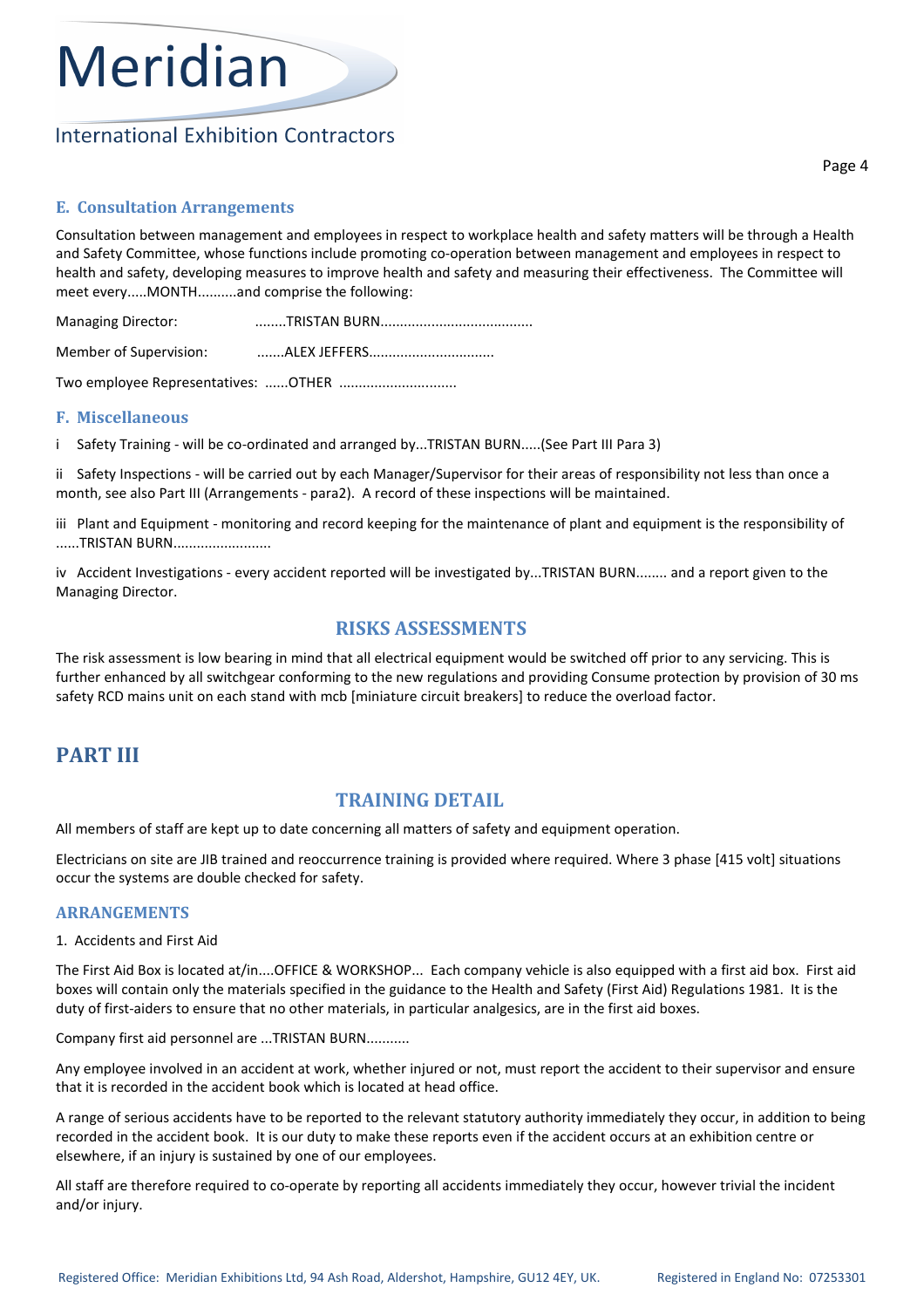## E. Consultation Arrangements

Consultation between management and employees in respect to workplace health and safety matters will be through a Health and Safety Committee, whose functions include promoting co-operation between management and employees in respect to health and safety, developing measures to improve health and safety and measuring their effectiveness. The Committee will meet every.....MONTH..........and comprise the following:

Managing Director: ........TRISTAN BURN.......................................

Member of Supervision: .......ALEX JEFFERS................................

Two employee Representatives: ......OTHER ..............................

## F. Miscellaneous

i Safety Training - will be co-ordinated and arranged by...TRISTAN BURN.....(See Part III Para 3)

ii Safety Inspections - will be carried out by each Manager/Supervisor for their areas of responsibility not less than once a month, see also Part III (Arrangements - para2). A record of these inspections will be maintained.

iii Plant and Equipment - monitoring and record keeping for the maintenance of plant and equipment is the responsibility of ......TRISTAN BURN.........................

iv Accident Investigations - every accident reported will be investigated by...TRISTAN BURN........ and a report given to the Managing Director.

## RISKS ASSESSMENTS

The risk assessment is low bearing in mind that all electrical equipment would be switched off prior to any servicing. This is further enhanced by all switchgear conforming to the new regulations and providing Consume protection by provision of 30 ms safety RCD mains unit on each stand with mcb [miniature circuit breakers] to reduce the overload factor.

# PART III

## TRAINING DETAIL

All members of staff are kept up to date concerning all matters of safety and equipment operation.

Electricians on site are JIB trained and reoccurrence training is provided where required. Where 3 phase [415 volt] situations occur the systems are double checked for safety.

### ARRANGEMENTS

1. Accidents and First Aid

The First Aid Box is located at/in....OFFICE & WORKSHOP... Each company vehicle is also equipped with a first aid box. First aid boxes will contain only the materials specified in the guidance to the Health and Safety (First Aid) Regulations 1981. It is the duty of first-aiders to ensure that no other materials, in particular analgesics, are in the first aid boxes.

Company first aid personnel are ...TRISTAN BURN...........

Any employee involved in an accident at work, whether injured or not, must report the accident to their supervisor and ensure that it is recorded in the accident book which is located at head office.

A range of serious accidents have to be reported to the relevant statutory authority immediately they occur, in addition to being recorded in the accident book. It is our duty to make these reports even if the accident occurs at an exhibition centre or elsewhere, if an injury is sustained by one of our employees.

All staff are therefore required to co-operate by reporting all accidents immediately they occur, however trivial the incident and/or injury.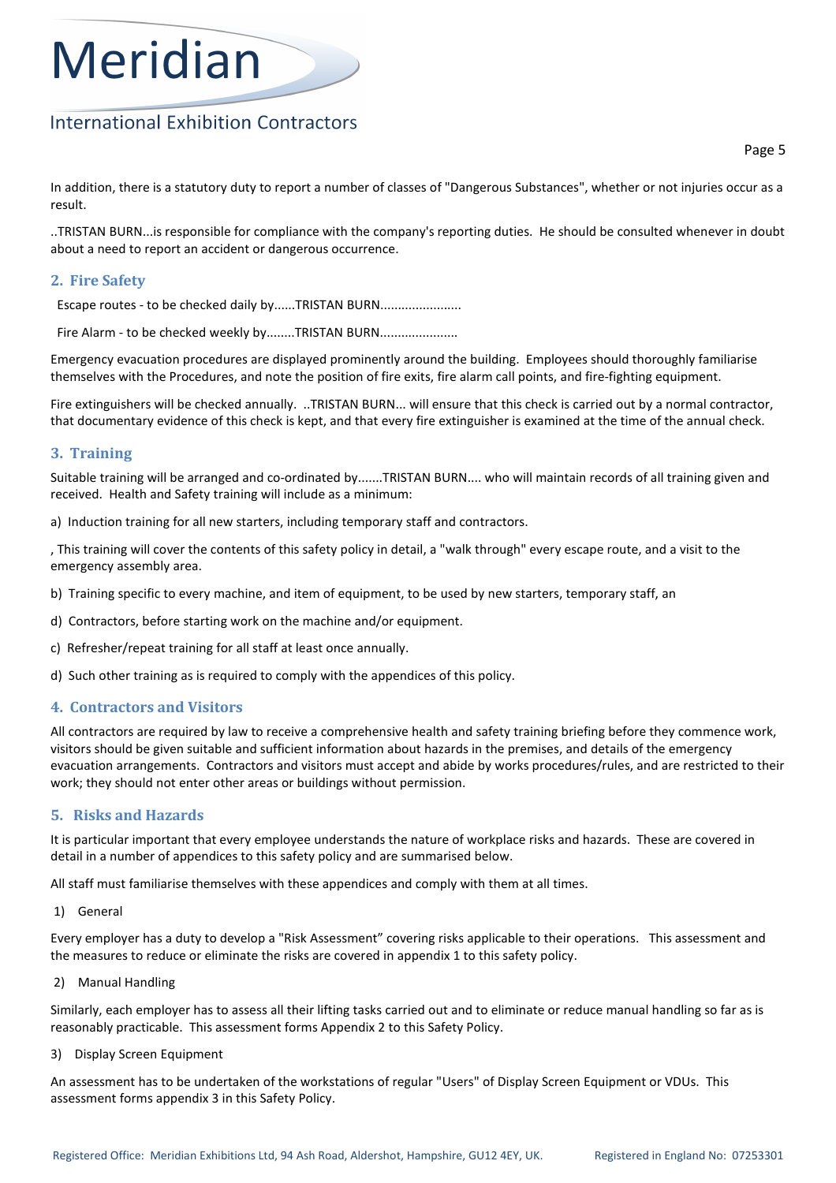In addition, there is a statutory duty to report a number of classes of "Dangerous Substances", whether or not injuries occur as a result.

..TRISTAN BURN...is responsible for compliance with the company's reporting duties. He should be consulted whenever in doubt about a need to report an accident or dangerous occurrence.

## 2. Fire Safety

Escape routes - to be checked daily by......TRISTAN BURN.......................

Fire Alarm - to be checked weekly by........TRISTAN BURN......................

Emergency evacuation procedures are displayed prominently around the building. Employees should thoroughly familiarise themselves with the Procedures, and note the position of fire exits, fire alarm call points, and fire-fighting equipment.

Fire extinguishers will be checked annually. ..TRISTAN BURN... will ensure that this check is carried out by a normal contractor, that documentary evidence of this check is kept, and that every fire extinguisher is examined at the time of the annual check.

## 3. Training

Suitable training will be arranged and co-ordinated by.......TRISTAN BURN.... who will maintain records of all training given and received. Health and Safety training will include as a minimum:

a) Induction training for all new starters, including temporary staff and contractors.

, This training will cover the contents of this safety policy in detail, a "walk through" every escape route, and a visit to the emergency assembly area.

b) Training specific to every machine, and item of equipment, to be used by new starters, temporary staff, an

d) Contractors, before starting work on the machine and/or equipment.

c) Refresher/repeat training for all staff at least once annually.

d) Such other training as is required to comply with the appendices of this policy.

## 4. Contractors and Visitors

All contractors are required by law to receive a comprehensive health and safety training briefing before they commence work, visitors should be given suitable and sufficient information about hazards in the premises, and details of the emergency evacuation arrangements. Contractors and visitors must accept and abide by works procedures/rules, and are restricted to their work; they should not enter other areas or buildings without permission.

## 5. Risks and Hazards

It is particular important that every employee understands the nature of workplace risks and hazards. These are covered in detail in a number of appendices to this safety policy and are summarised below.

All staff must familiarise themselves with these appendices and comply with them at all times.

1) General

Every employer has a duty to develop a "Risk Assessment" covering risks applicable to their operations. This assessment and the measures to reduce or eliminate the risks are covered in appendix 1 to this safety policy.

2) Manual Handling

Similarly, each employer has to assess all their lifting tasks carried out and to eliminate or reduce manual handling so far as is reasonably practicable. This assessment forms Appendix 2 to this Safety Policy.

3) Display Screen Equipment

An assessment has to be undertaken of the workstations of regular "Users" of Display Screen Equipment or VDUs. This assessment forms appendix 3 in this Safety Policy.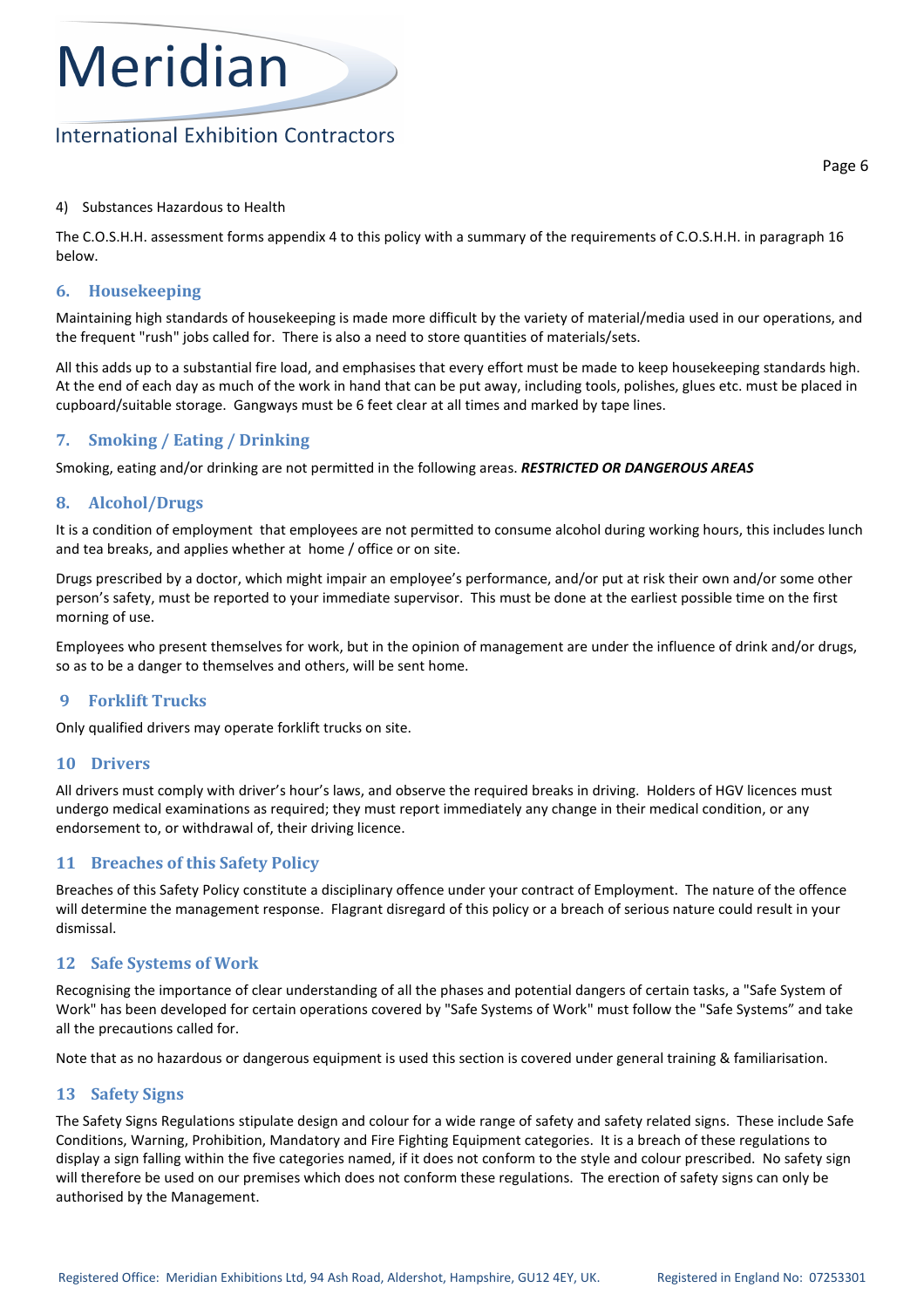4) Substances Hazardous to Health

The C.O.S.H.H. assessment forms appendix 4 to this policy with a summary of the requirements of C.O.S.H.H. in paragraph 16 below.

## 6. Housekeeping

Maintaining high standards of housekeeping is made more difficult by the variety of material/media used in our operations, and the frequent "rush" jobs called for. There is also a need to store quantities of materials/sets.

All this adds up to a substantial fire load, and emphasises that every effort must be made to keep housekeeping standards high. At the end of each day as much of the work in hand that can be put away, including tools, polishes, glues etc. must be placed in cupboard/suitable storage. Gangways must be 6 feet clear at all times and marked by tape lines.

## 7. Smoking / Eating / Drinking

Smoking, eating and/or drinking are not permitted in the following areas. ***RESTRICTED OR DANGEROUS AREAS***

## 8. Alcohol/Drugs

It is a condition of employment that employees are not permitted to consume alcohol during working hours, this includes lunch and tea breaks, and applies whether at home / office or on site.

Drugs prescribed by a doctor, which might impair an employee's performance, and/or put at risk their own and/or some other person's safety, must be reported to your immediate supervisor. This must be done at the earliest possible time on the first morning of use.

Employees who present themselves for work, but in the opinion of management are under the influence of drink and/or drugs, so as to be a danger to themselves and others, will be sent home.

## 9 Forklift Trucks

Only qualified drivers may operate forklift trucks on site.

## 10 Drivers

All drivers must comply with driver's hour's laws, and observe the required breaks in driving. Holders of HGV licences must undergo medical examinations as required; they must report immediately any change in their medical condition, or any endorsement to, or withdrawal of, their driving licence.

## 11 Breaches of this Safety Policy

Breaches of this Safety Policy constitute a disciplinary offence under your contract of Employment. The nature of the offence will determine the management response. Flagrant disregard of this policy or a breach of serious nature could result in your dismissal.

## 12 Safe Systems of Work

Recognising the importance of clear understanding of all the phases and potential dangers of certain tasks, a "Safe System of Work" has been developed for certain operations covered by "Safe Systems of Work" must follow the "Safe Systems" and take all the precautions called for.

Note that as no hazardous or dangerous equipment is used this section is covered under general training & familiarisation.

## 13 Safety Signs

The Safety Signs Regulations stipulate design and colour for a wide range of safety and safety related signs. These include Safe Conditions, Warning, Prohibition, Mandatory and Fire Fighting Equipment categories. It is a breach of these regulations to display a sign falling within the five categories named, if it does not conform to the style and colour prescribed. No safety sign will therefore be used on our premises which does not conform these regulations. The erection of safety signs can only be authorised by the Management.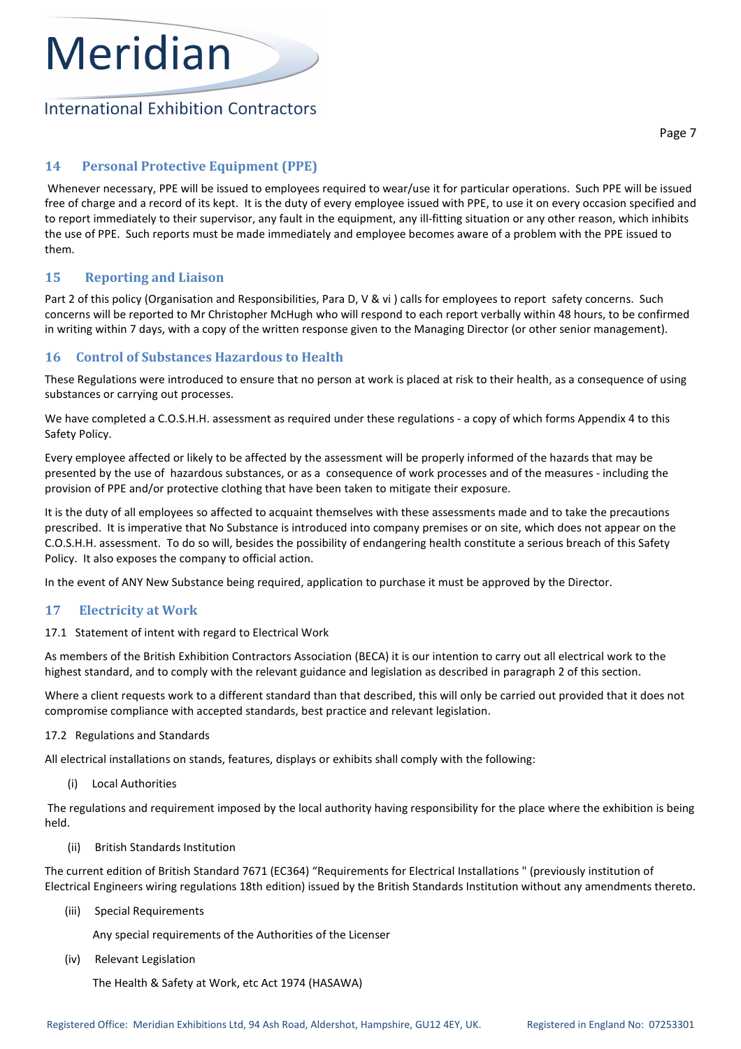## 14 Personal Protective Equipment (PPE)

Whenever necessary, PPE will be issued to employees required to wear/use it for particular operations. Such PPE will be issued free of charge and a record of its kept. It is the duty of every employee issued with PPE, to use it on every occasion specified and to report immediately to their supervisor, any fault in the equipment, any ill-fitting situation or any other reason, which inhibits the use of PPE. Such reports must be made immediately and employee becomes aware of a problem with the PPE issued to them.

## 15 Reporting and Liaison

Part 2 of this policy (Organisation and Responsibilities, Para D, V & vi ) calls for employees to report safety concerns. Such concerns will be reported to Mr Christopher McHugh who will respond to each report verbally within 48 hours, to be confirmed in writing within 7 days, with a copy of the written response given to the Managing Director (or other senior management).

## 16 Control of Substances Hazardous to Health

These Regulations were introduced to ensure that no person at work is placed at risk to their health, as a consequence of using substances or carrying out processes.

We have completed a C.O.S.H.H. assessment as required under these regulations - a copy of which forms Appendix 4 to this Safety Policy.

Every employee affected or likely to be affected by the assessment will be properly informed of the hazards that may be presented by the use of hazardous substances, or as a consequence of work processes and of the measures - including the provision of PPE and/or protective clothing that have been taken to mitigate their exposure.

It is the duty of all employees so affected to acquaint themselves with these assessments made and to take the precautions prescribed. It is imperative that No Substance is introduced into company premises or on site, which does not appear on the C.O.S.H.H. assessment. To do so will, besides the possibility of endangering health constitute a serious breach of this Safety Policy. It also exposes the company to official action.

In the event of ANY New Substance being required, application to purchase it must be approved by the Director.

## 17 Electricity at Work

17.1 Statement of intent with regard to Electrical Work

As members of the British Exhibition Contractors Association (BECA) it is our intention to carry out all electrical work to the highest standard, and to comply with the relevant guidance and legislation as described in paragraph 2 of this section.

Where a client requests work to a different standard than that described, this will only be carried out provided that it does not compromise compliance with accepted standards, best practice and relevant legislation.

17.2 Regulations and Standards

All electrical installations on stands, features, displays or exhibits shall comply with the following:

(i) Local Authorities

The regulations and requirement imposed by the local authority having responsibility for the place where the exhibition is being held.

(ii) British Standards Institution

The current edition of British Standard 7671 (EC364) "Requirements for Electrical Installations " (previously institution of Electrical Engineers wiring regulations 18th edition) issued by the British Standards Institution without any amendments thereto.

(iii) Special Requirements

Any special requirements of the Authorities of the Licenser

(iv) Relevant Legislation

The Health & Safety at Work, etc Act 1974 (HASAWA)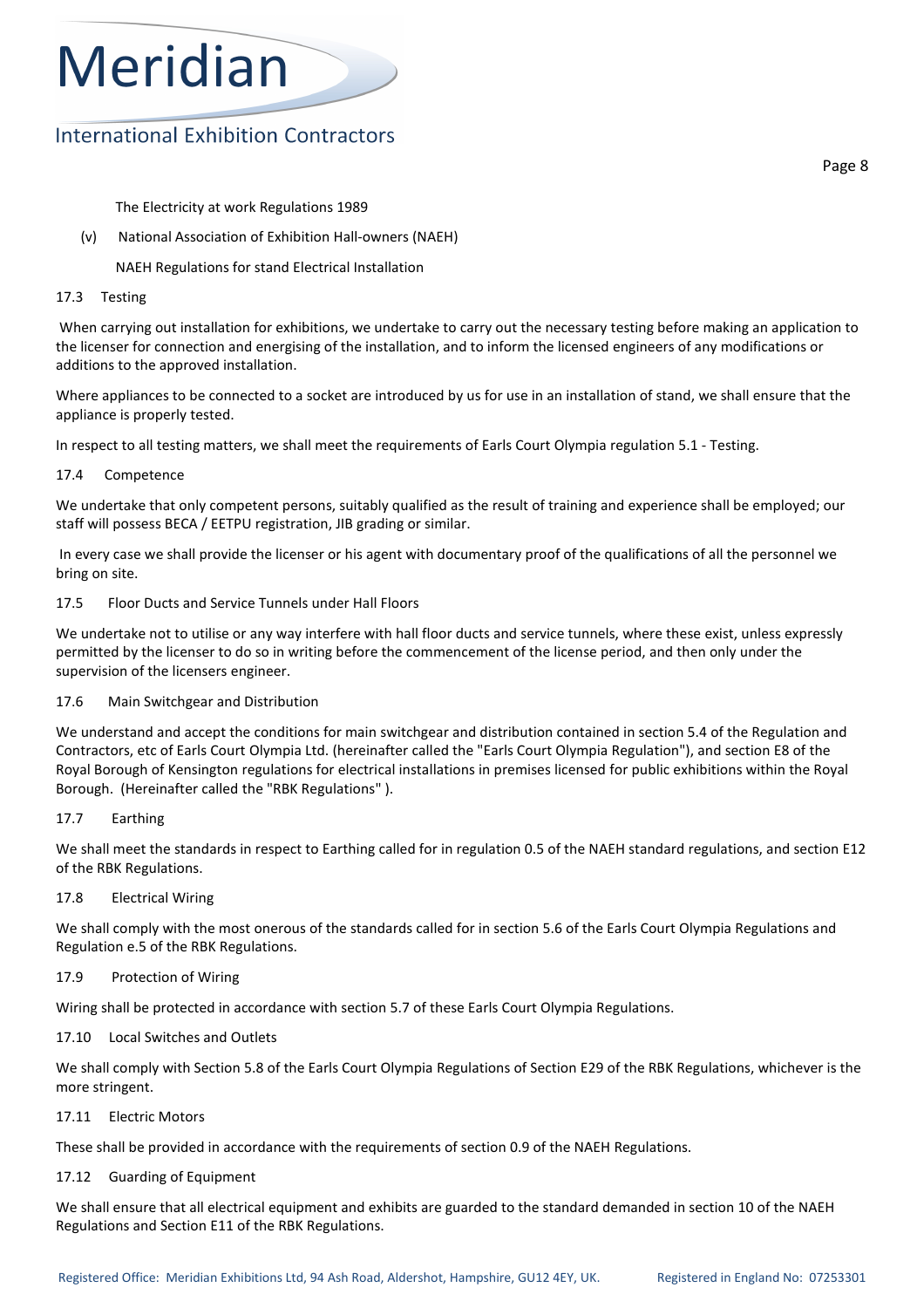The Electricity at work Regulations 1989

(v) National Association of Exhibition Hall-owners (NAEH)

NAEH Regulations for stand Electrical Installation

17.3 Testing

When carrying out installation for exhibitions, we undertake to carry out the necessary testing before making an application to the licenser for connection and energising of the installation, and to inform the licensed engineers of any modifications or additions to the approved installation.

Where appliances to be connected to a socket are introduced by us for use in an installation of stand, we shall ensure that the appliance is properly tested.

In respect to all testing matters, we shall meet the requirements of Earls Court Olympia regulation 5.1 - Testing.

17.4 Competence

We undertake that only competent persons, suitably qualified as the result of training and experience shall be employed; our staff will possess BECA / EETPU registration, JIB grading or similar.

In every case we shall provide the licenser or his agent with documentary proof of the qualifications of all the personnel we bring on site.

17.5 Floor Ducts and Service Tunnels under Hall Floors

We undertake not to utilise or any way interfere with hall floor ducts and service tunnels, where these exist, unless expressly permitted by the licenser to do so in writing before the commencement of the license period, and then only under the supervision of the licensers engineer.

17.6 Main Switchgear and Distribution

We understand and accept the conditions for main switchgear and distribution contained in section 5.4 of the Regulation and Contractors, etc of Earls Court Olympia Ltd. (hereinafter called the "Earls Court Olympia Regulation"), and section E8 of the Royal Borough of Kensington regulations for electrical installations in premises licensed for public exhibitions within the Royal Borough. (Hereinafter called the "RBK Regulations" ).

17.7 Earthing

We shall meet the standards in respect to Earthing called for in regulation 0.5 of the NAEH standard regulations, and section E12 of the RBK Regulations.

17.8 Electrical Wiring

We shall comply with the most onerous of the standards called for in section 5.6 of the Earls Court Olympia Regulations and Regulation e.5 of the RBK Regulations.

17.9 Protection of Wiring

Wiring shall be protected in accordance with section 5.7 of these Earls Court Olympia Regulations.

17.10 Local Switches and Outlets

We shall comply with Section 5.8 of the Earls Court Olympia Regulations of Section E29 of the RBK Regulations, whichever is the more stringent.

17.11 Electric Motors

These shall be provided in accordance with the requirements of section 0.9 of the NAEH Regulations.

17.12 Guarding of Equipment

We shall ensure that all electrical equipment and exhibits are guarded to the standard demanded in section 10 of the NAEH Regulations and Section E11 of the RBK Regulations.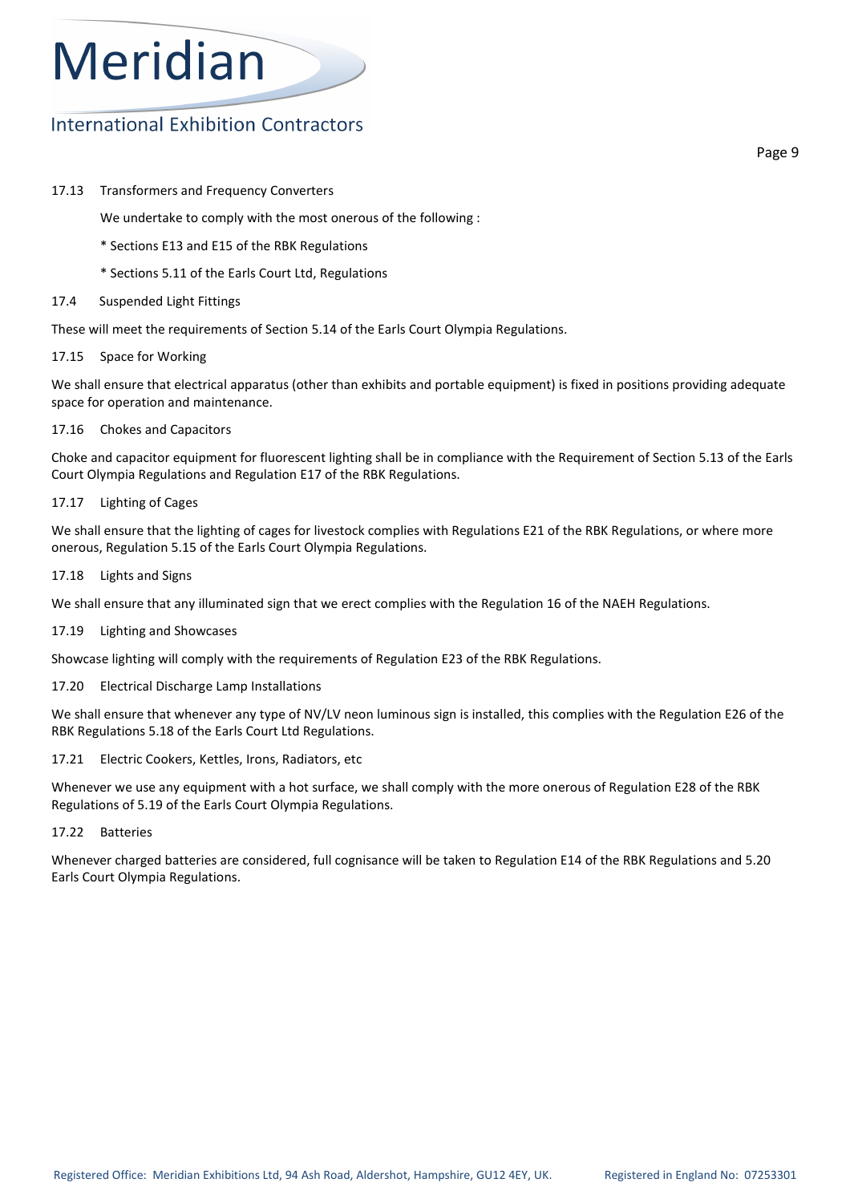17.13 Transformers and Frequency Converters

We undertake to comply with the most onerous of the following :

* Sections E13 and E15 of the RBK Regulations

* Sections 5.11 of the Earls Court Ltd, Regulations

17.4 Suspended Light Fittings

These will meet the requirements of Section 5.14 of the Earls Court Olympia Regulations.

17.15 Space for Working

We shall ensure that electrical apparatus (other than exhibits and portable equipment) is fixed in positions providing adequate space for operation and maintenance.

17.16 Chokes and Capacitors

Choke and capacitor equipment for fluorescent lighting shall be in compliance with the Requirement of Section 5.13 of the Earls Court Olympia Regulations and Regulation E17 of the RBK Regulations.

17.17 Lighting of Cages

We shall ensure that the lighting of cages for livestock complies with Regulations E21 of the RBK Regulations, or where more onerous, Regulation 5.15 of the Earls Court Olympia Regulations.

17.18 Lights and Signs

We shall ensure that any illuminated sign that we erect complies with the Regulation 16 of the NAEH Regulations.

17.19 Lighting and Showcases

Showcase lighting will comply with the requirements of Regulation E23 of the RBK Regulations.

17.20 Electrical Discharge Lamp Installations

We shall ensure that whenever any type of NV/LV neon luminous sign is installed, this complies with the Regulation E26 of the RBK Regulations 5.18 of the Earls Court Ltd Regulations.

17.21 Electric Cookers, Kettles, Irons, Radiators, etc

Whenever we use any equipment with a hot surface, we shall comply with the more onerous of Regulation E28 of the RBK Regulations of 5.19 of the Earls Court Olympia Regulations.

17.22 Batteries

Whenever charged batteries are considered, full cognisance will be taken to Regulation E14 of the RBK Regulations and 5.20 Earls Court Olympia Regulations.